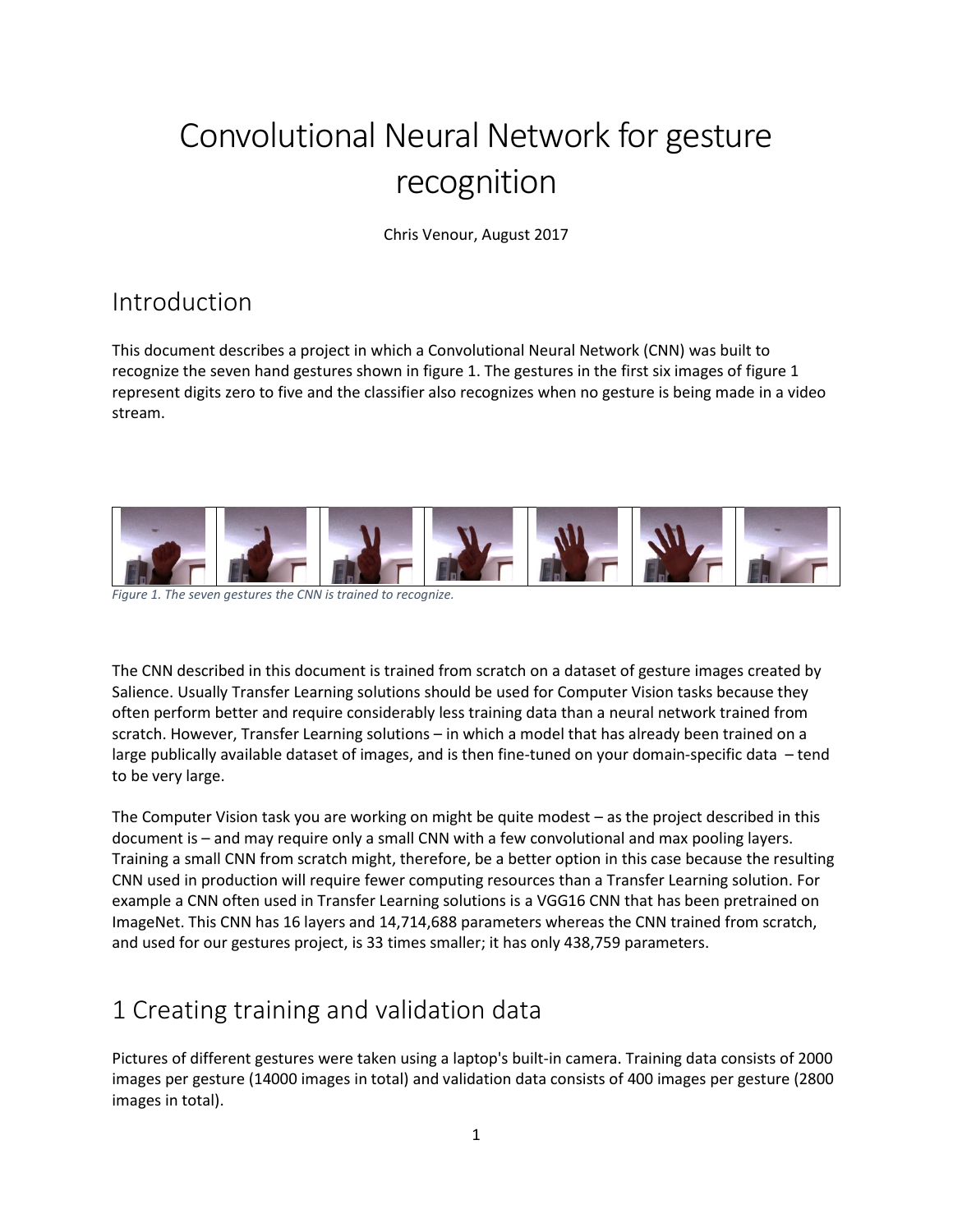# Convolutional Neural Network for gesture recognition

Chris Venour, August 2017

## Introduction

This document describes a project in which a Convolutional Neural Network (CNN) was built to recognize the seven hand gestures shown in figure 1. The gestures in the first six images of figure 1 represent digits zero to five and the classifier also recognizes when no gesture is being made in a video stream.

*Figure 1. The seven gestures the CNN is trained to recognize.*

The CNN described in this document is trained from scratch on a dataset of gesture images created by Salience. Usually Transfer Learning solutions should be used for Computer Vision tasks because they often perform better and require considerably less training data than a neural network trained from scratch. However, Transfer Learning solutions – in which a model that has already been trained on a large publically available dataset of images, and is then fine-tuned on your domain-specific data – tend to be very large.

The Computer Vision task you are working on might be quite modest – as the project described in this document is – and may require only a small CNN with a few convolutional and max pooling layers. Training a small CNN from scratch might, therefore, be a better option in this case because the resulting CNN used in production will require fewer computing resources than a Transfer Learning solution. For example a CNN often used in Transfer Learning solutions is a VGG16 CNN that has been pretrained on ImageNet. This CNN has 16 layers and 14,714,688 parameters whereas the CNN trained from scratch, and used for our gestures project, is 33 times smaller; it has only 438,759 parameters.

## 1 Creating training and validation data

Pictures of different gestures were taken using a laptop's built-in camera. Training data consists of 2000 images per gesture (14000 images in total) and validation data consists of 400 images per gesture (2800 images in total).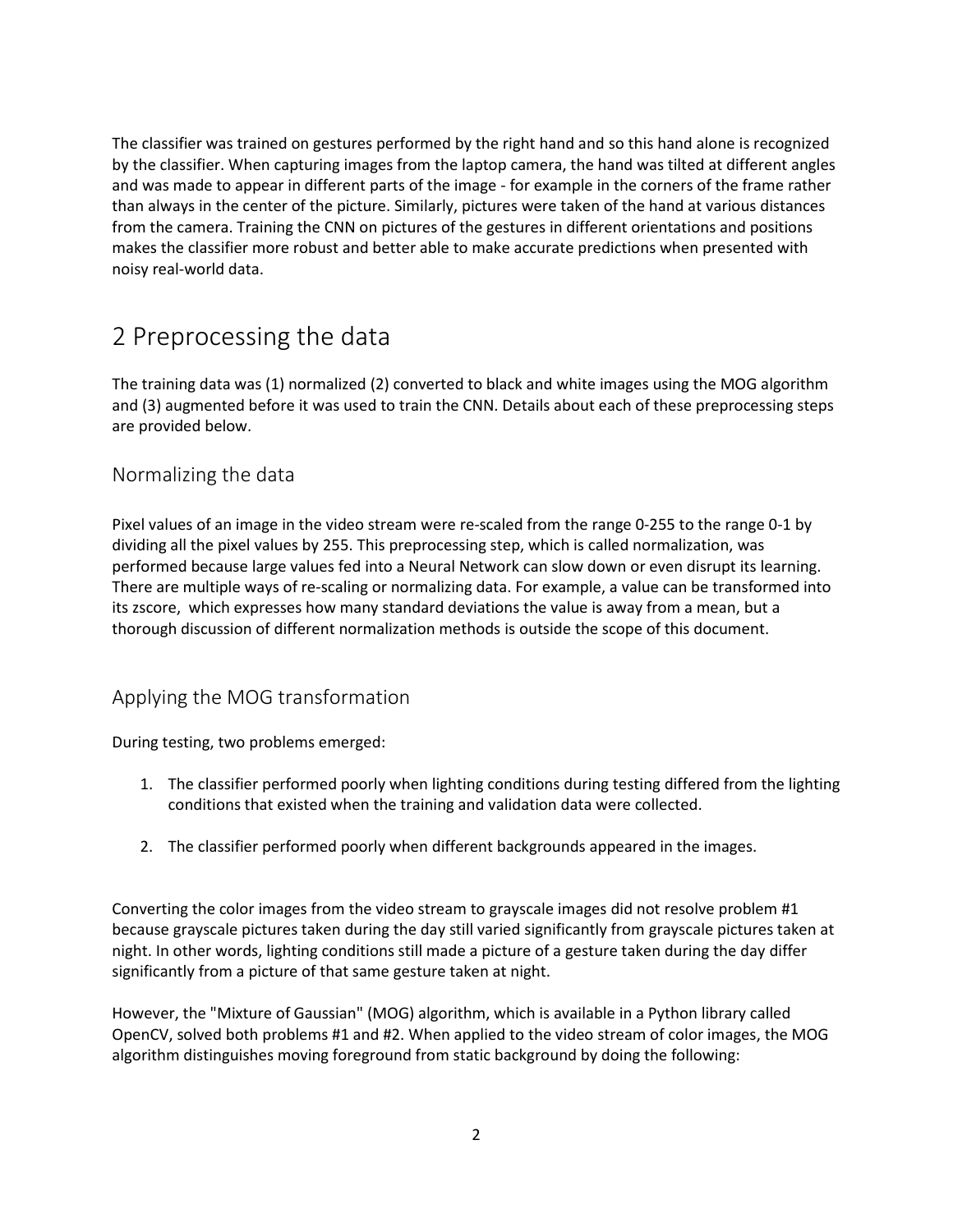The classifier was trained on gestures performed by the right hand and so this hand alone is recognized by the classifier. When capturing images from the laptop camera, the hand was tilted at different angles and was made to appear in different parts of the image - for example in the corners of the frame rather than always in the center of the picture. Similarly, pictures were taken of the hand at various distances from the camera. Training the CNN on pictures of the gestures in different orientations and positions makes the classifier more robust and better able to make accurate predictions when presented with noisy real-world data.

# 2 Preprocessing the data

The training data was (1) normalized (2) converted to black and white images using the MOG algorithm and (3) augmented before it was used to train the CNN. Details about each of these preprocessing steps are provided below.

## Normalizing the data

Pixel values of an image in the video stream were re-scaled from the range 0-255 to the range 0-1 by dividing all the pixel values by 255. This preprocessing step, which is called normalization, was performed because large values fed into a Neural Network can slow down or even disrupt its learning. There are multiple ways of re-scaling or normalizing data. For example, a value can be transformed into its zscore, which expresses how many standard deviations the value is away from a mean, but a thorough discussion of different normalization methods is outside the scope of this document.

## Applying the MOG transformation

During testing, two problems emerged:

1. The classifier performed poorly when lighting conditions during testing differed from the lighting conditions that existed when the training and validation data were collected.

2. The classifier performed poorly when different backgrounds appeared in the images.

Converting the color images from the video stream to grayscale images did not resolve problem #1 because grayscale pictures taken during the day still varied significantly from grayscale pictures taken at night. In other words, lighting conditions still made a picture of a gesture taken during the day differ significantly from a picture of that same gesture taken at night.

However, the "Mixture of Gaussian" (MOG) algorithm, which is available in a Python library called OpenCV, solved both problems #1 and #2. When applied to the video stream of color images, the MOG algorithm distinguishes moving foreground from static background by doing the following: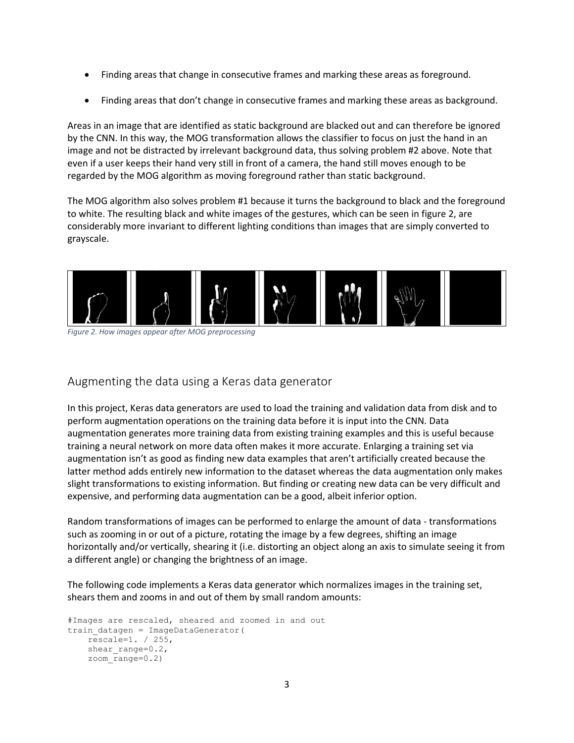- Finding areas that change in consecutive frames and marking these areas as foreground.
- Finding areas that don't change in consecutive frames and marking these areas as background.

Areas in an image that are identified as static background are blacked out and can therefore be ignored by the CNN. In this way, the MOG transformation allows the classifier to focus on just the hand in an image and not be distracted by irrelevant background data, thus solving problem #2 above. Note that even if a user keeps their hand very still in front of a camera, the hand still moves enough to be regarded by the MOG algorithm as moving foreground rather than static background.

The MOG algorithm also solves problem #1 because it turns the background to black and the foreground to white. The resulting black and white images of the gestures, which can be seen in figure 2, are considerably more invariant to different lighting conditions than images that are simply converted to grayscale.

*Figure 2. How images appear after MOG preprocessing*

## Augmenting the data using a Keras data generator

In this project, Keras data generators are used to load the training and validation data from disk and to perform augmentation operations on the training data before it is input into the CNN. Data augmentation generates more training data from existing training examples and this is useful because training a neural network on more data often makes it more accurate. Enlarging a training set via augmentation isn't as good as finding new data examples that aren't artificially created because the latter method adds entirely new information to the dataset whereas the data augmentation only makes slight transformations to existing information. But finding or creating new data can be very difficult and expensive, and performing data augmentation can be a good, albeit inferior option.

Random transformations of images can be performed to enlarge the amount of data - transformations such as zooming in or out of a picture, rotating the image by a few degrees, shifting an image horizontally and/or vertically, shearing it (i.e. distorting an object along an axis to simulate seeing it from a different angle) or changing the brightness of an image.

The following code implements a Keras data generator which normalizes images in the training set, shears them and zooms in and out of them by small random amounts:

```
#Images are rescaled, sheared and zoomed in and out
train_datagen = ImageDataGenerator(
    rescale=1. / 255,
    shear_range=0.2,
    zoom_range=0.2)
```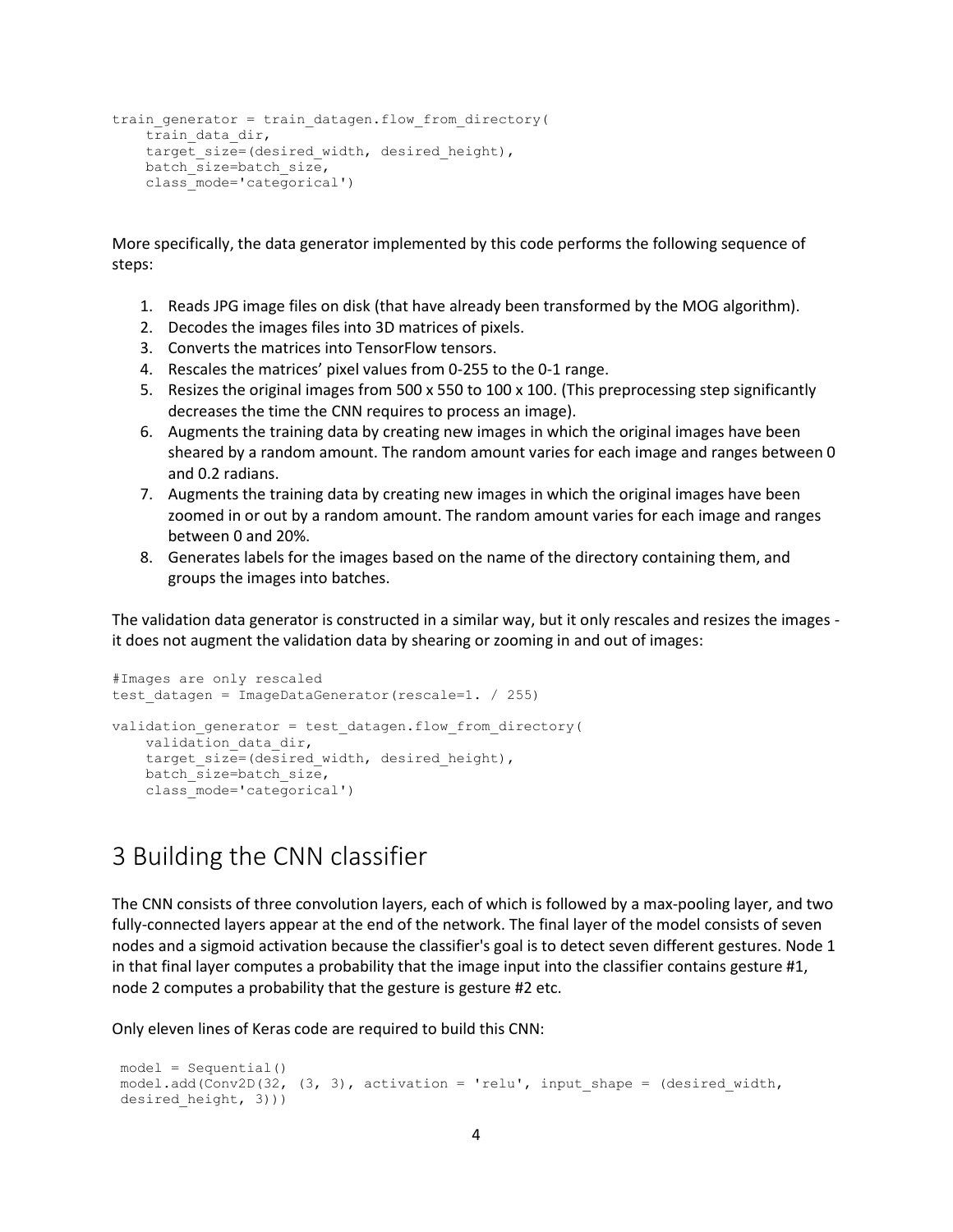```
train_generator = train_datagen.flow_from_directory(
    train_data_dir,
    target_size=(desired_width, desired_height),
    batch_size=batch_size,
    class_mode='categorical')
```

More specifically, the data generator implemented by this code performs the following sequence of steps:

1. Reads JPG image files on disk (that have already been transformed by the MOG algorithm).
2. Decodes the images files into 3D matrices of pixels.
3. Converts the matrices into TensorFlow tensors.
4. Rescales the matrices' pixel values from 0-255 to the 0-1 range.
5. Resizes the original images from 500 x 550 to 100 x 100. (This preprocessing step significantly decreases the time the CNN requires to process an image).
6. Augments the training data by creating new images in which the original images have been sheared by a random amount. The random amount varies for each image and ranges between 0 and 0.2 radians.
7. Augments the training data by creating new images in which the original images have been zoomed in or out by a random amount. The random amount varies for each image and ranges between 0 and 20%.
8. Generates labels for the images based on the name of the directory containing them, and groups the images into batches.

The validation data generator is constructed in a similar way, but it only rescales and resizes the images - it does not augment the validation data by shearing or zooming in and out of images:

```
#Images are only rescaled
test_datagen = ImageDataGenerator(rescale=1. / 255)

validation_generator = test_datagen.flow_from_directory(
    validation_data_dir,
    target_size=(desired_width, desired_height),
    batch_size=batch_size,
    class_mode='categorical')
```

# 3 Building the CNN classifier

The CNN consists of three convolution layers, each of which is followed by a max-pooling layer, and two fully-connected layers appear at the end of the network. The final layer of the model consists of seven nodes and a sigmoid activation because the classifier's goal is to detect seven different gestures. Node 1 in that final layer computes a probability that the image input into the classifier contains gesture #1, node 2 computes a probability that the gesture is gesture #2 etc.

Only eleven lines of Keras code are required to build this CNN:

```
model = Sequential()
model.add(Conv2D(32, (3, 3), activation = 'relu', input_shape = (desired_width,
desired_height, 3)))
```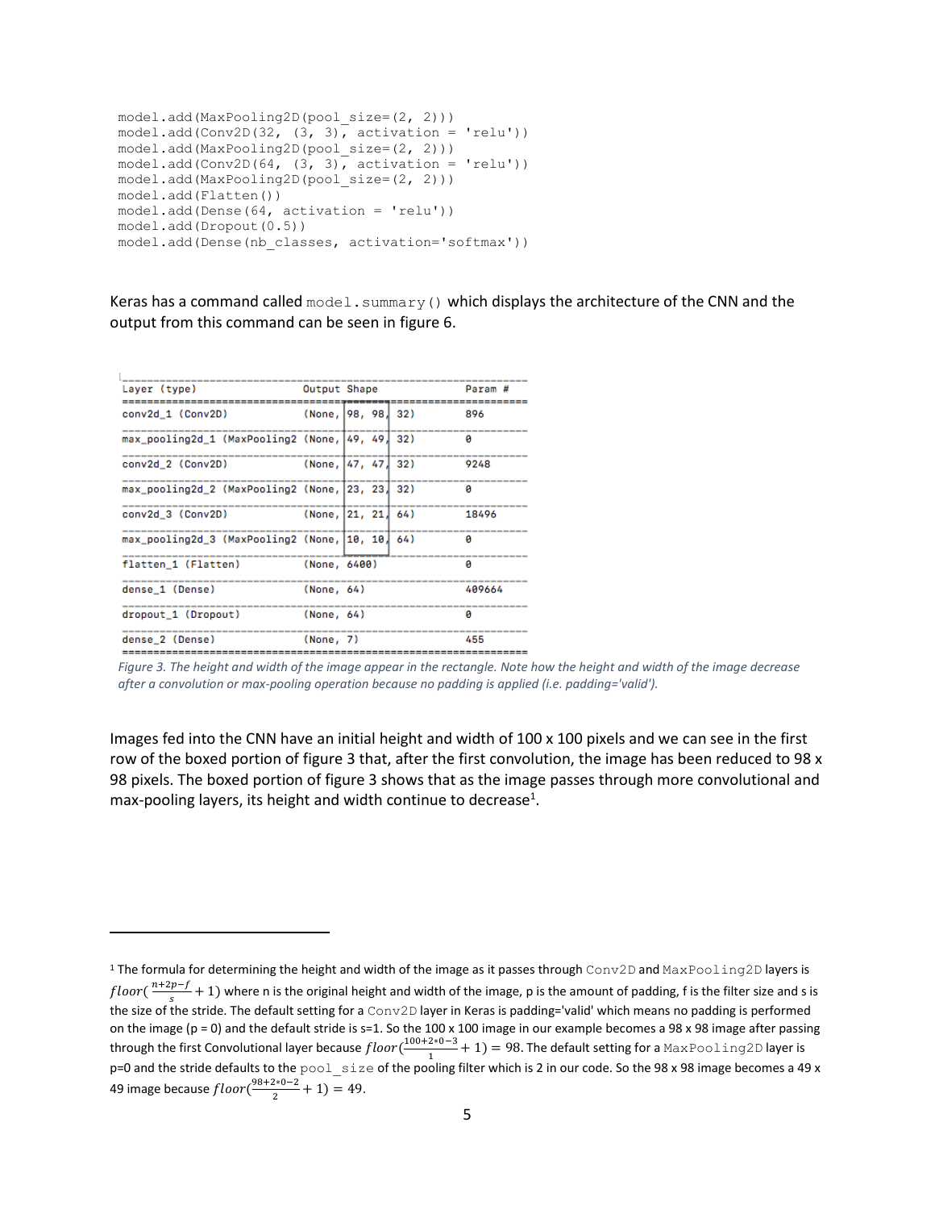```
model.add(MaxPooling2D(pool_size=(2, 2)))
model.add(Conv2D(32, (3, 3), activation = 'relu'))
model.add(MaxPooling2D(pool_size=(2, 2)))
model.add(Conv2D(64, (3, 3), activation = 'relu'))
model.add(MaxPooling2D(pool_size=(2, 2)))
model.add(Flatten())
model.add(Dense(64, activation = 'relu'))
model.add(Dropout(0.5))
model.add(Dense(nb_classes, activation='softmax'))
```

Keras has a command called `model.summary()` which displays the architecture of the CNN and the output from this command can be seen in figure 6.

| Layer (type) | Output Shape | Param # |
|---|---|---|
| conv2d_1 (Conv2D) | (None, 98, 98, 32) | 896 |
| max_pooling2d_1 (MaxPooling2 | (None, 49, 49, 32) | 0 |
| conv2d_2 (Conv2D) | (None, 47, 47, 32) | 9248 |
| max_pooling2d_2 (MaxPooling2 | (None, 23, 23, 32) | 0 |
| conv2d_3 (Conv2D) | (None, 21, 21, 64) | 18496 |
| max_pooling2d_3 (MaxPooling2 | (None, 10, 10, 64) | 0 |
| flatten_1 (Flatten) | (None, 6400) | 0 |
| dense_1 (Dense) | (None, 64) | 409664 |
| dropout_1 (Dropout) | (None, 64) | 0 |
| dense_2 (Dense) | (None, 7) | 455 |

*Figure 3. The height and width of the image appear in the rectangle. Note how the height and width of the image decrease after a convolution or max-pooling operation because no padding is applied (i.e. padding='valid').*

Images fed into the CNN have an initial height and width of 100 x 100 pixels and we can see in the first row of the boxed portion of figure 3 that, after the first convolution, the image has been reduced to 98 x 98 pixels. The boxed portion of figure 3 shows that as the image passes through more convolutional and max-pooling layers, its height and width continue to decrease[1].

---

[1] The formula for determining the height and width of the image as it passes through `Conv2D` and `MaxPooling2D` layers is $floor(\frac{n+2p-f}{s}+1)$ where n is the original height and width of the image, p is the amount of padding, f is the filter size and s is the size of the stride. The default setting for a `Conv2D` layer in Keras is padding='valid' which means no padding is performed on the image (p = 0) and the default stride is s=1. So the 100 x 100 image in our example becomes a 98 x 98 image after passing through the first Convolutional layer because $floor(\frac{100+2*0-3}{1}+1) = 98$. The default setting for a `MaxPooling2D` layer is p=0 and the stride defaults to the `pool_size` of the pooling filter which is 2 in our code. So the 98 x 98 image becomes a 49 x 49 image because $floor(\frac{98+2*0-2}{2}+1) = 49$.